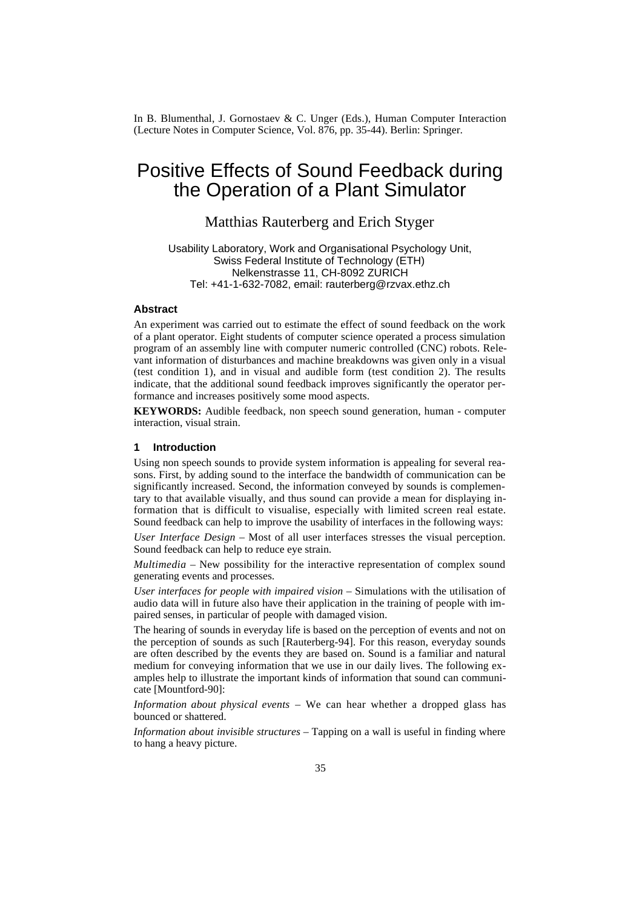In B. Blumenthal, J. Gornostaev & C. Unger (Eds.), Human Computer Interaction (Lecture Notes in Computer Science, Vol. 876, pp. 35-44). Berlin: Springer.

# Positive Effects of Sound Feedback during the Operation of a Plant Simulator

Matthias Rauterberg and Erich Styger

Usability Laboratory, Work and Organisational Psychology Unit,
Swiss Federal Institute of Technology (ETH)
Nelkenstrasse 11, CH-8092 ZURICH
Tel: +41-1-632-7082, email: rauterberg@rzvax.ethz.ch

### Abstract

An experiment was carried out to estimate the effect of sound feedback on the work of a plant operator. Eight students of computer science operated a process simulation program of an assembly line with computer numeric controlled (CNC) robots. Relevant information of disturbances and machine breakdowns was given only in a visual (test condition 1), and in visual and audible form (test condition 2). The results indicate, that the additional sound feedback improves significantly the operator performance and increases positively some mood aspects.

**KEYWORDS:** Audible feedback, non speech sound generation, human - computer interaction, visual strain.

## 1 Introduction

Using non speech sounds to provide system information is appealing for several reasons. First, by adding sound to the interface the bandwidth of communication can be significantly increased. Second, the information conveyed by sounds is complementary to that available visually, and thus sound can provide a mean for displaying information that is difficult to visualise, especially with limited screen real estate. Sound feedback can help to improve the usability of interfaces in the following ways:

*User Interface Design* – Most of all user interfaces stresses the visual perception. Sound feedback can help to reduce eye strain.

*Multimedia* – New possibility for the interactive representation of complex sound generating events and processes.

*User interfaces for people with impaired vision* – Simulations with the utilisation of audio data will in future also have their application in the training of people with impaired senses, in particular of people with damaged vision.

The hearing of sounds in everyday life is based on the perception of events and not on the perception of sounds as such [Rauterberg-94]. For this reason, everyday sounds are often described by the events they are based on. Sound is a familiar and natural medium for conveying information that we use in our daily lives. The following examples help to illustrate the important kinds of information that sound can communicate [Mountford-90]:

*Information about physical events* – We can hear whether a dropped glass has bounced or shattered.

*Information about invisible structures* – Tapping on a wall is useful in finding where to hang a heavy picture.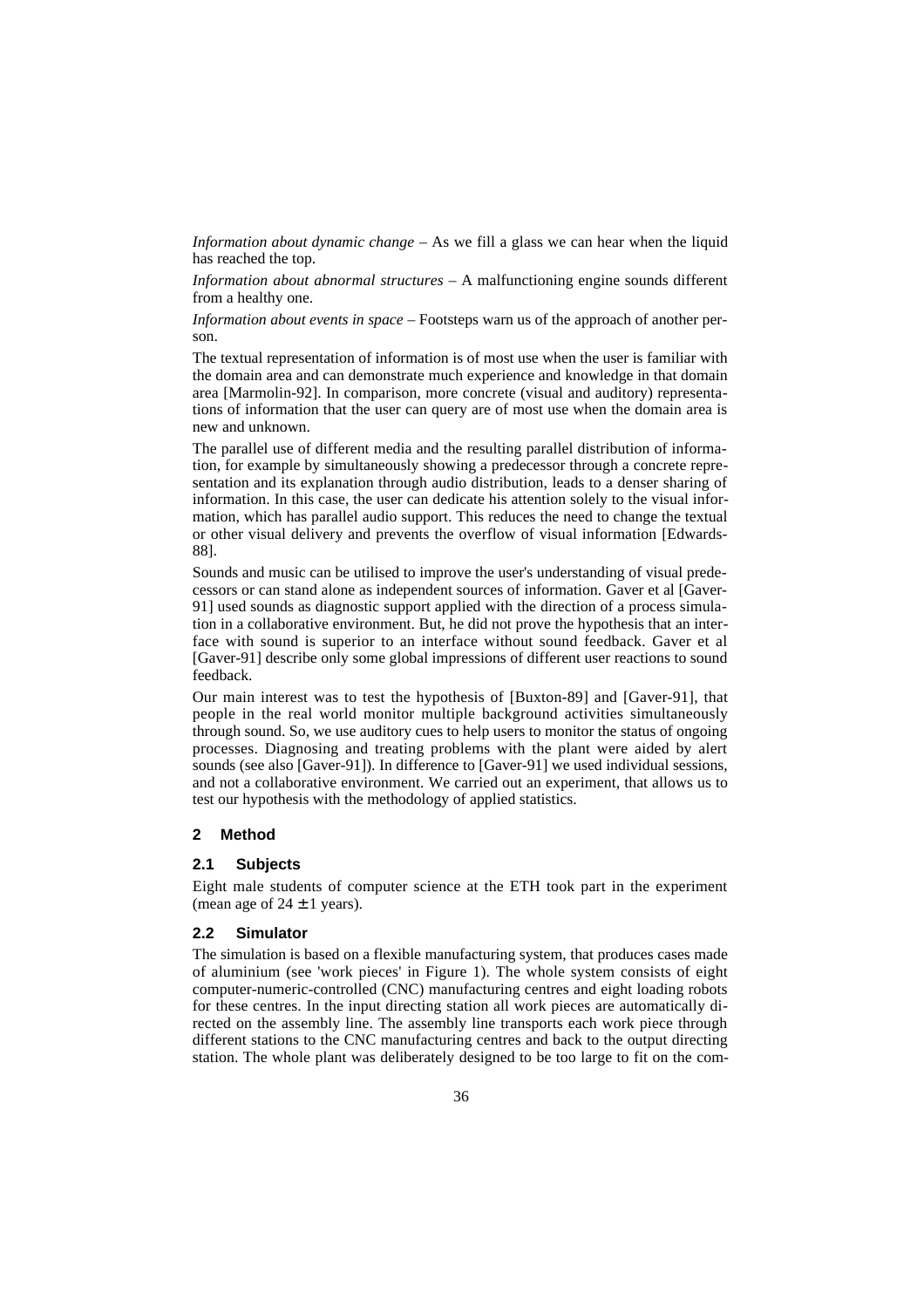*Information about dynamic change* – As we fill a glass we can hear when the liquid has reached the top.

*Information about abnormal structures* – A malfunctioning engine sounds different from a healthy one.

*Information about events in space* – Footsteps warn us of the approach of another person.

The textual representation of information is of most use when the user is familiar with the domain area and can demonstrate much experience and knowledge in that domain area [Marmolin-92]. In comparison, more concrete (visual and auditory) representations of information that the user can query are of most use when the domain area is new and unknown.

The parallel use of different media and the resulting parallel distribution of information, for example by simultaneously showing a predecessor through a concrete representation and its explanation through audio distribution, leads to a denser sharing of information. In this case, the user can dedicate his attention solely to the visual information, which has parallel audio support. This reduces the need to change the textual or other visual delivery and prevents the overflow of visual information [Edwards-88].

Sounds and music can be utilised to improve the user's understanding of visual predecessors or can stand alone as independent sources of information. Gaver et al [Gaver-91] used sounds as diagnostic support applied with the direction of a process simulation in a collaborative environment. But, he did not prove the hypothesis that an interface with sound is superior to an interface without sound feedback. Gaver et al [Gaver-91] describe only some global impressions of different user reactions to sound feedback.

Our main interest was to test the hypothesis of [Buxton-89] and [Gaver-91], that people in the real world monitor multiple background activities simultaneously through sound. So, we use auditory cues to help users to monitor the status of ongoing processes. Diagnosing and treating problems with the plant were aided by alert sounds (see also [Gaver-91]). In difference to [Gaver-91] we used individual sessions, and not a collaborative environment. We carried out an experiment, that allows us to test our hypothesis with the methodology of applied statistics.

## 2 Method

### 2.1 Subjects

Eight male students of computer science at the ETH took part in the experiment (mean age of $24 \pm 1$ years).

### 2.2 Simulator

The simulation is based on a flexible manufacturing system, that produces cases made of aluminium (see 'work pieces' in Figure 1). The whole system consists of eight computer-numeric-controlled (CNC) manufacturing centres and eight loading robots for these centres. In the input directing station all work pieces are automatically directed on the assembly line. The assembly line transports each work piece through different stations to the CNC manufacturing centres and back to the output directing station. The whole plant was deliberately designed to be too large to fit on the com-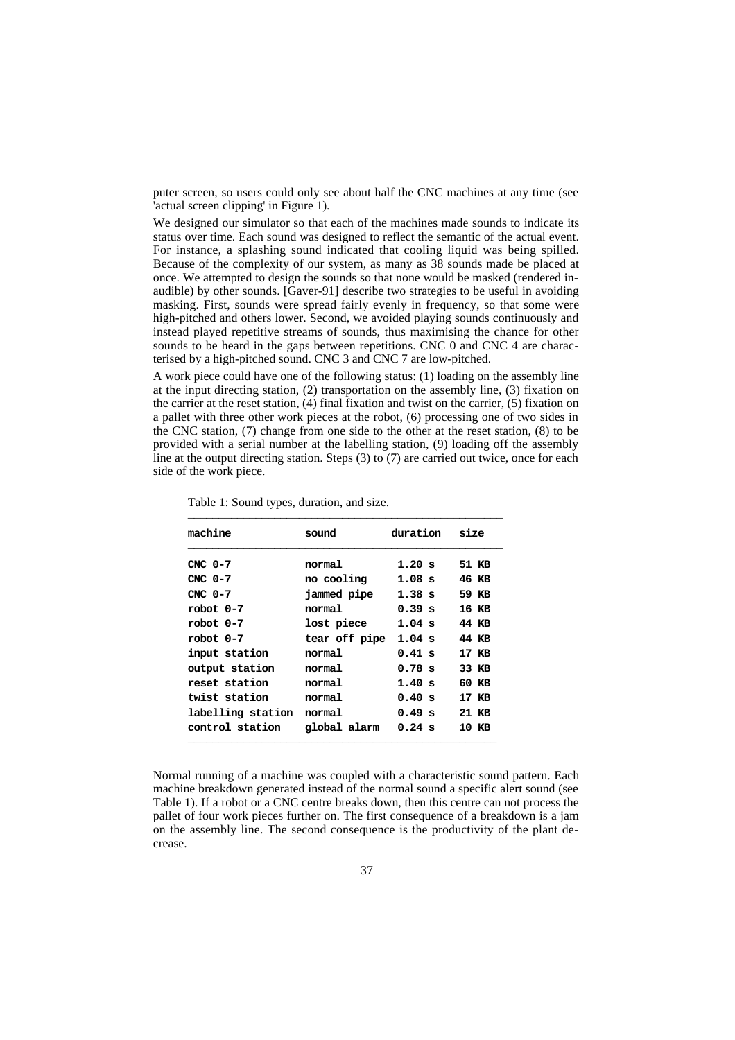puter screen, so users could only see about half the CNC machines at any time (see 'actual screen clipping' in Figure 1).

We designed our simulator so that each of the machines made sounds to indicate its status over time. Each sound was designed to reflect the semantic of the actual event. For instance, a splashing sound indicated that cooling liquid was being spilled. Because of the complexity of our system, as many as 38 sounds made be placed at once. We attempted to design the sounds so that none would be masked (rendered inaudible) by other sounds. [Gaver-91] describe two strategies to be useful in avoiding masking. First, sounds were spread fairly evenly in frequency, so that some were high-pitched and others lower. Second, we avoided playing sounds continuously and instead played repetitive streams of sounds, thus maximising the chance for other sounds to be heard in the gaps between repetitions. CNC 0 and CNC 4 are characterised by a high-pitched sound. CNC 3 and CNC 7 are low-pitched.

A work piece could have one of the following status: (1) loading on the assembly line at the input directing station, (2) transportation on the assembly line, (3) fixation on the carrier at the reset station, (4) final fixation and twist on the carrier, (5) fixation on a pallet with three other work pieces at the robot, (6) processing one of two sides in the CNC station, (7) change from one side to the other at the reset station, (8) to be provided with a serial number at the labelling station, (9) loading off the assembly line at the output directing station. Steps (3) to (7) are carried out twice, once for each side of the work piece.

Table 1: Sound types, duration, and size.

| machine | sound | duration | size |
|---|---|---|---|
| CNC 0-7 | normal | 1.20 s | 51 KB |
| CNC 0-7 | no cooling | 1.08 s | 46 KB |
| CNC 0-7 | jammed pipe | 1.38 s | 59 KB |
| robot 0-7 | normal | 0.39 s | 16 KB |
| robot 0-7 | lost piece | 1.04 s | 44 KB |
| robot 0-7 | tear off pipe | 1.04 s | 44 KB |
| input station | normal | 0.41 s | 17 KB |
| output station | normal | 0.78 s | 33 KB |
| reset station | normal | 1.40 s | 60 KB |
| twist station | normal | 0.40 s | 17 KB |
| labelling station | normal | 0.49 s | 21 KB |
| control station | global alarm | 0.24 s | 10 KB |

Normal running of a machine was coupled with a characteristic sound pattern. Each machine breakdown generated instead of the normal sound a specific alert sound (see Table 1). If a robot or a CNC centre breaks down, then this centre can not process the pallet of four work pieces further on. The first consequence of a breakdown is a jam on the assembly line. The second consequence is the productivity of the plant decrease.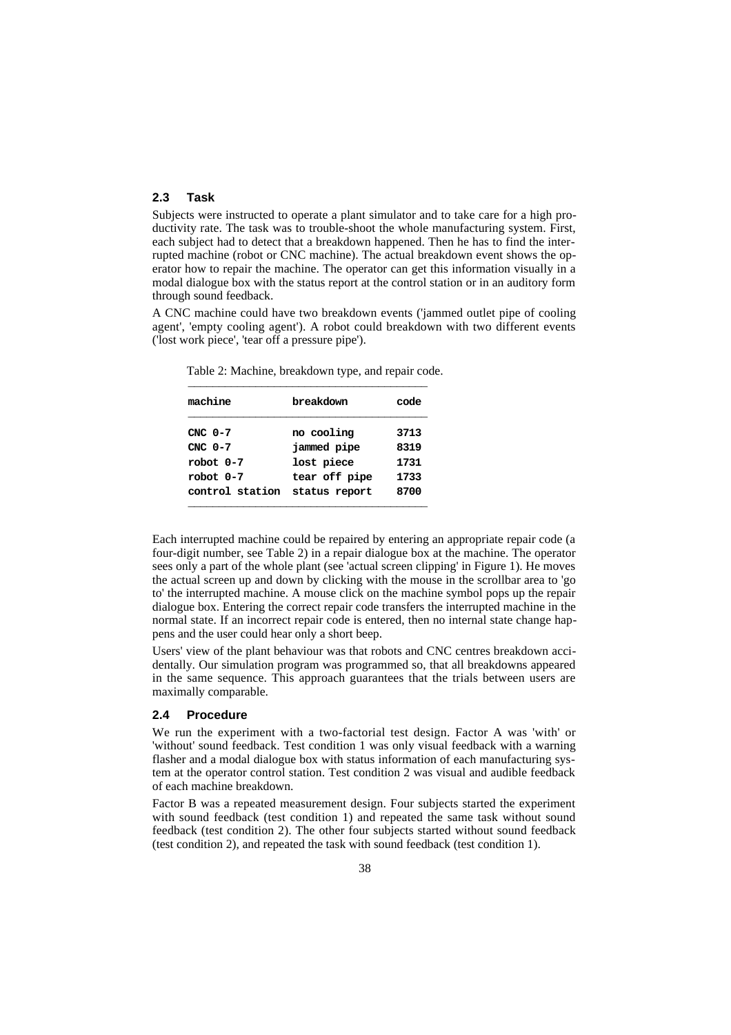## 2.3 Task

Subjects were instructed to operate a plant simulator and to take care for a high productivity rate. The task was to trouble-shoot the whole manufacturing system. First, each subject had to detect that a breakdown happened. Then he has to find the interrupted machine (robot or CNC machine). The actual breakdown event shows the operator how to repair the machine. The operator can get this information visually in a modal dialogue box with the status report at the control station or in an auditory form through sound feedback.

A CNC machine could have two breakdown events ('jammed outlet pipe of cooling agent', 'empty cooling agent'). A robot could breakdown with two different events ('lost work piece', 'tear off a pressure pipe').

Table 2: Machine, breakdown type, and repair code.

| machine | breakdown | code |
|---|---|---|
| CNC 0-7 | no cooling | 3713 |
| CNC 0-7 | jammed pipe | 8319 |
| robot 0-7 | lost piece | 1731 |
| robot 0-7 | tear off pipe | 1733 |
| control station | status report | 8700 |

Each interrupted machine could be repaired by entering an appropriate repair code (a four-digit number, see Table 2) in a repair dialogue box at the machine. The operator sees only a part of the whole plant (see 'actual screen clipping' in Figure 1). He moves the actual screen up and down by clicking with the mouse in the scrollbar area to 'go to' the interrupted machine. A mouse click on the machine symbol pops up the repair dialogue box. Entering the correct repair code transfers the interrupted machine in the normal state. If an incorrect repair code is entered, then no internal state change happens and the user could hear only a short beep.

Users' view of the plant behaviour was that robots and CNC centres breakdown accidentally. Our simulation program was programmed so, that all breakdowns appeared in the same sequence. This approach guarantees that the trials between users are maximally comparable.

## 2.4 Procedure

We run the experiment with a two-factorial test design. Factor A was 'with' or 'without' sound feedback. Test condition 1 was only visual feedback with a warning flasher and a modal dialogue box with status information of each manufacturing system at the operator control station. Test condition 2 was visual and audible feedback of each machine breakdown.

Factor B was a repeated measurement design. Four subjects started the experiment with sound feedback (test condition 1) and repeated the same task without sound feedback (test condition 2). The other four subjects started without sound feedback (test condition 2), and repeated the task with sound feedback (test condition 1).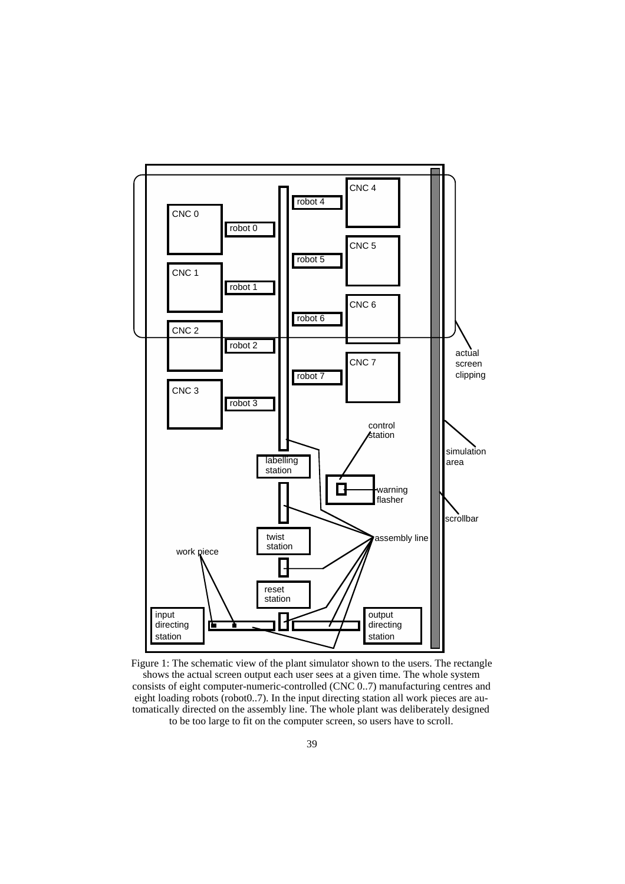Figure 1: The schematic view of the plant simulator shown to the users. The rectangle shows the actual screen output each user sees at a given time. The whole system consists of eight computer-numeric-controlled (CNC 0..7) manufacturing centres and eight loading robots (robot0..7). In the input directing station all work pieces are automatically directed on the assembly line. The whole plant was deliberately designed to be too large to fit on the computer screen, so users have to scroll.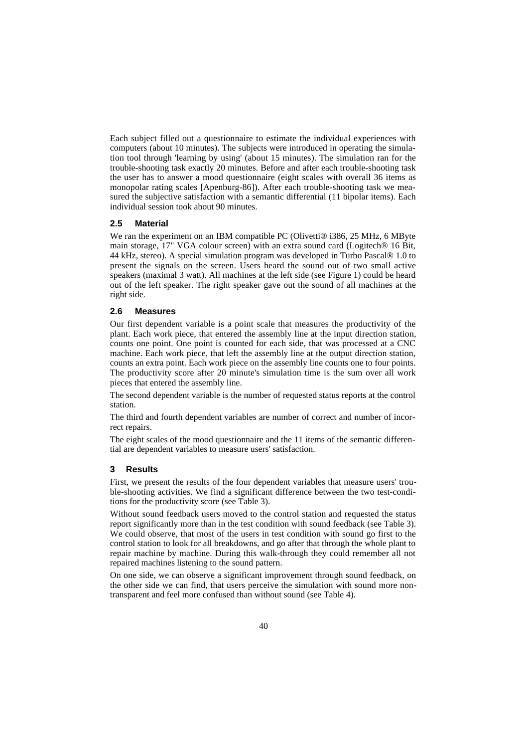Each subject filled out a questionnaire to estimate the individual experiences with computers (about 10 minutes). The subjects were introduced in operating the simulation tool through 'learning by using' (about 15 minutes). The simulation ran for the trouble-shooting task exactly 20 minutes. Before and after each trouble-shooting task the user has to answer a mood questionnaire (eight scales with overall 36 items as monopolar rating scales [Apenburg-86]). After each trouble-shooting task we measured the subjective satisfaction with a semantic differential (11 bipolar items). Each individual session took about 90 minutes.

### 2.5 Material

We ran the experiment on an IBM compatible PC (Olivetti® i386, 25 MHz, 6 MByte main storage, 17" VGA colour screen) with an extra sound card (Logitech® 16 Bit, 44 kHz, stereo). A special simulation program was developed in Turbo Pascal® 1.0 to present the signals on the screen. Users heard the sound out of two small active speakers (maximal 3 watt). All machines at the left side (see Figure 1) could be heard out of the left speaker. The right speaker gave out the sound of all machines at the right side.

### 2.6 Measures

Our first dependent variable is a point scale that measures the productivity of the plant. Each work piece, that entered the assembly line at the input direction station, counts one point. One point is counted for each side, that was processed at a CNC machine. Each work piece, that left the assembly line at the output direction station, counts an extra point. Each work piece on the assembly line counts one to four points. The productivity score after 20 minute's simulation time is the sum over all work pieces that entered the assembly line.

The second dependent variable is the number of requested status reports at the control station.

The third and fourth dependent variables are number of correct and number of incorrect repairs.

The eight scales of the mood questionnaire and the 11 items of the semantic differential are dependent variables to measure users' satisfaction.

## 3 Results

First, we present the results of the four dependent variables that measure users' trouble-shooting activities. We find a significant difference between the two test-conditions for the productivity score (see Table 3).

Without sound feedback users moved to the control station and requested the status report significantly more than in the test condition with sound feedback (see Table 3). We could observe, that most of the users in test condition with sound go first to the control station to look for all breakdowns, and go after that through the whole plant to repair machine by machine. During this walk-through they could remember all not repaired machines listening to the sound pattern.

On one side, we can observe a significant improvement through sound feedback, on the other side we can find, that users perceive the simulation with sound more non-transparent and feel more confused than without sound (see Table 4).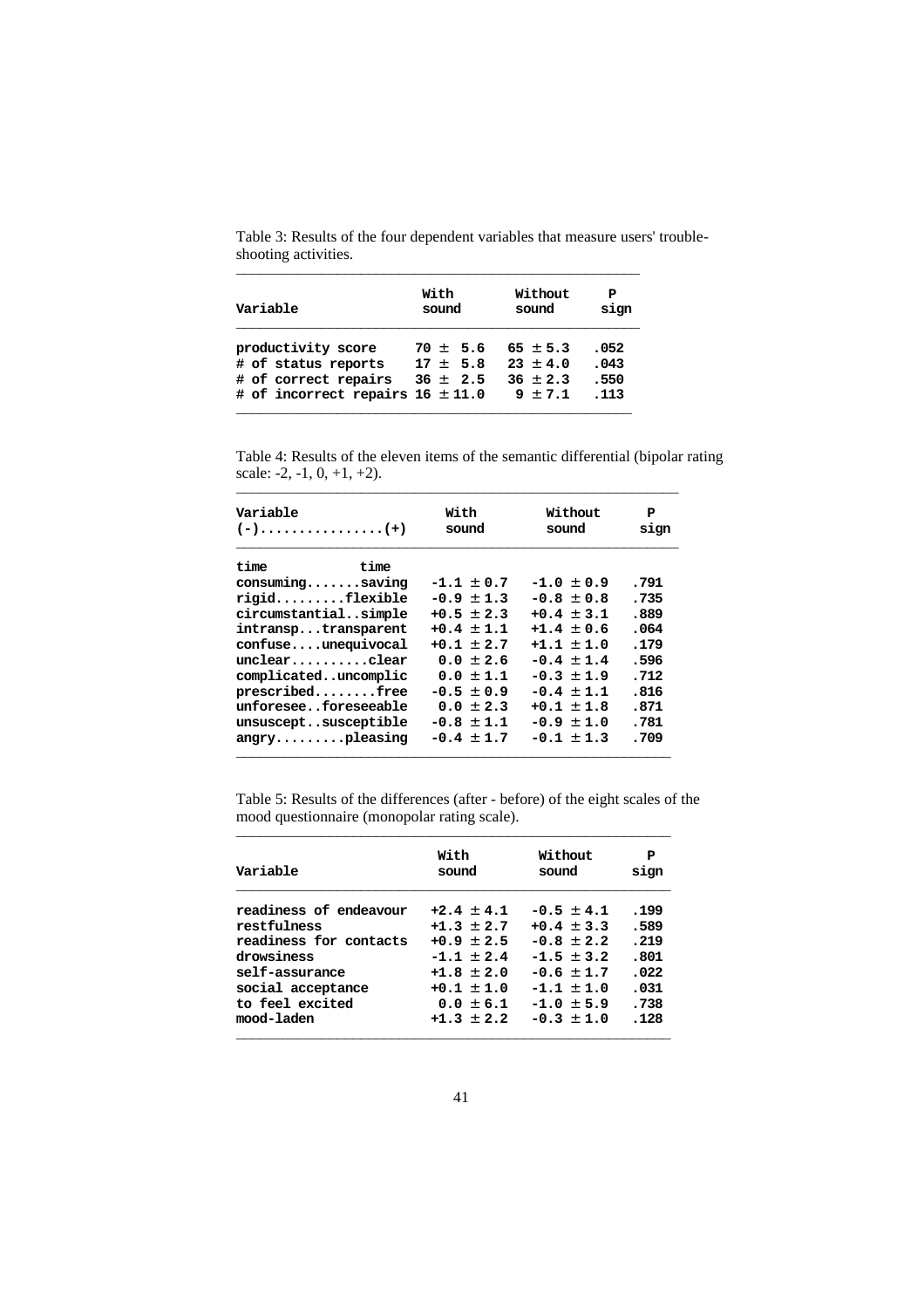Table 3: Results of the four dependent variables that measure users' trouble-shooting activities.

| Variable | With sound | Without sound | P sign |
|---|---|---|---|
| productivity score | 70 ± 5.6 | 65 ± 5.3 | .052 |
| # of status reports | 17 ± 5.8 | 23 ± 4.0 | .043 |
| # of correct repairs | 36 ± 2.5 | 36 ± 2.3 | .550 |
| # of incorrect repairs | 16 ± 11.0 | 9 ± 7.1 | .113 |

Table 4: Results of the eleven items of the semantic differential (bipolar rating scale: -2, -1, 0, +1, +2).

| Variable (-)................(+) | With sound | Without sound | P sign |
|---|---|---|---|
| time consuming.......time saving | -1.1 ± 0.7 | -1.0 ± 0.9 | .791 |
| rigid.........flexible | -0.9 ± 1.3 | -0.8 ± 0.8 | .735 |
| circumstantial..simple | +0.5 ± 2.3 | +0.4 ± 3.1 | .889 |
| intransp...transparent | +0.4 ± 1.1 | +1.4 ± 0.6 | .064 |
| confuse....unequivocal | +0.1 ± 2.7 | +1.1 ± 1.0 | .179 |
| unclear..........clear | 0.0 ± 2.6 | -0.4 ± 1.4 | .596 |
| complicated..uncomplic | 0.0 ± 1.1 | -0.3 ± 1.9 | .712 |
| prescribed........free | -0.5 ± 0.9 | -0.4 ± 1.1 | .816 |
| unforesee..foreseeable | 0.0 ± 2.3 | +0.1 ± 1.8 | .871 |
| unsuscept..susceptible | -0.8 ± 1.1 | -0.9 ± 1.0 | .781 |
| angry.........pleasing | -0.4 ± 1.7 | -0.1 ± 1.3 | .709 |

Table 5: Results of the differences (after - before) of the eight scales of the mood questionnaire (monopolar rating scale).

| Variable | With sound | Without sound | P sign |
|---|---|---|---|
| readiness of endeavour | +2.4 ± 4.1 | -0.5 ± 4.1 | .199 |
| restfulness | +1.3 ± 2.7 | +0.4 ± 3.3 | .589 |
| readiness for contacts | +0.9 ± 2.5 | -0.8 ± 2.2 | .219 |
| drowsiness | -1.1 ± 2.4 | -1.5 ± 3.2 | .801 |
| self-assurance | +1.8 ± 2.0 | -0.6 ± 1.7 | .022 |
| social acceptance | +0.1 ± 1.0 | -1.1 ± 1.0 | .031 |
| to feel excited | 0.0 ± 6.1 | -1.0 ± 5.9 | .738 |
| mood-laden | +1.3 ± 2.2 | -0.3 ± 1.0 | .128 |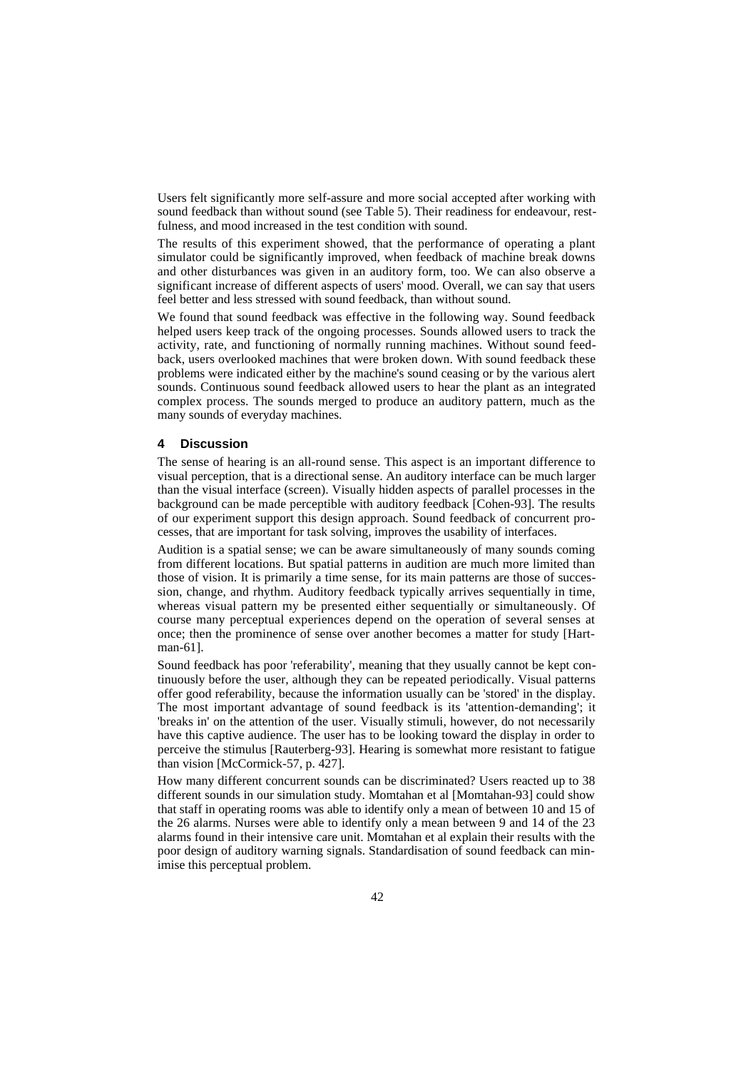Users felt significantly more self-assure and more social accepted after working with sound feedback than without sound (see Table 5). Their readiness for endeavour, restfulness, and mood increased in the test condition with sound.

The results of this experiment showed, that the performance of operating a plant simulator could be significantly improved, when feedback of machine break downs and other disturbances was given in an auditory form, too. We can also observe a significant increase of different aspects of users' mood. Overall, we can say that users feel better and less stressed with sound feedback, than without sound.

We found that sound feedback was effective in the following way. Sound feedback helped users keep track of the ongoing processes. Sounds allowed users to track the activity, rate, and functioning of normally running machines. Without sound feedback, users overlooked machines that were broken down. With sound feedback these problems were indicated either by the machine's sound ceasing or by the various alert sounds. Continuous sound feedback allowed users to hear the plant as an integrated complex process. The sounds merged to produce an auditory pattern, much as the many sounds of everyday machines.

## 4 Discussion

The sense of hearing is an all-round sense. This aspect is an important difference to visual perception, that is a directional sense. An auditory interface can be much larger than the visual interface (screen). Visually hidden aspects of parallel processes in the background can be made perceptible with auditory feedback [Cohen-93]. The results of our experiment support this design approach. Sound feedback of concurrent processes, that are important for task solving, improves the usability of interfaces.

Audition is a spatial sense; we can be aware simultaneously of many sounds coming from different locations. But spatial patterns in audition are much more limited than those of vision. It is primarily a time sense, for its main patterns are those of succession, change, and rhythm. Auditory feedback typically arrives sequentially in time, whereas visual pattern my be presented either sequentially or simultaneously. Of course many perceptual experiences depend on the operation of several senses at once; then the prominence of sense over another becomes a matter for study [Hartman-61].

Sound feedback has poor 'referability', meaning that they usually cannot be kept continuously before the user, although they can be repeated periodically. Visual patterns offer good referability, because the information usually can be 'stored' in the display. The most important advantage of sound feedback is its 'attention-demanding'; it 'breaks in' on the attention of the user. Visually stimuli, however, do not necessarily have this captive audience. The user has to be looking toward the display in order to perceive the stimulus [Rauterberg-93]. Hearing is somewhat more resistant to fatigue than vision [McCormick-57, p. 427].

How many different concurrent sounds can be discriminated? Users reacted up to 38 different sounds in our simulation study. Momtahan et al [Momtahan-93] could show that staff in operating rooms was able to identify only a mean of between 10 and 15 of the 26 alarms. Nurses were able to identify only a mean between 9 and 14 of the 23 alarms found in their intensive care unit. Momtahan et al explain their results with the poor design of auditory warning signals. Standardisation of sound feedback can minimise this perceptual problem.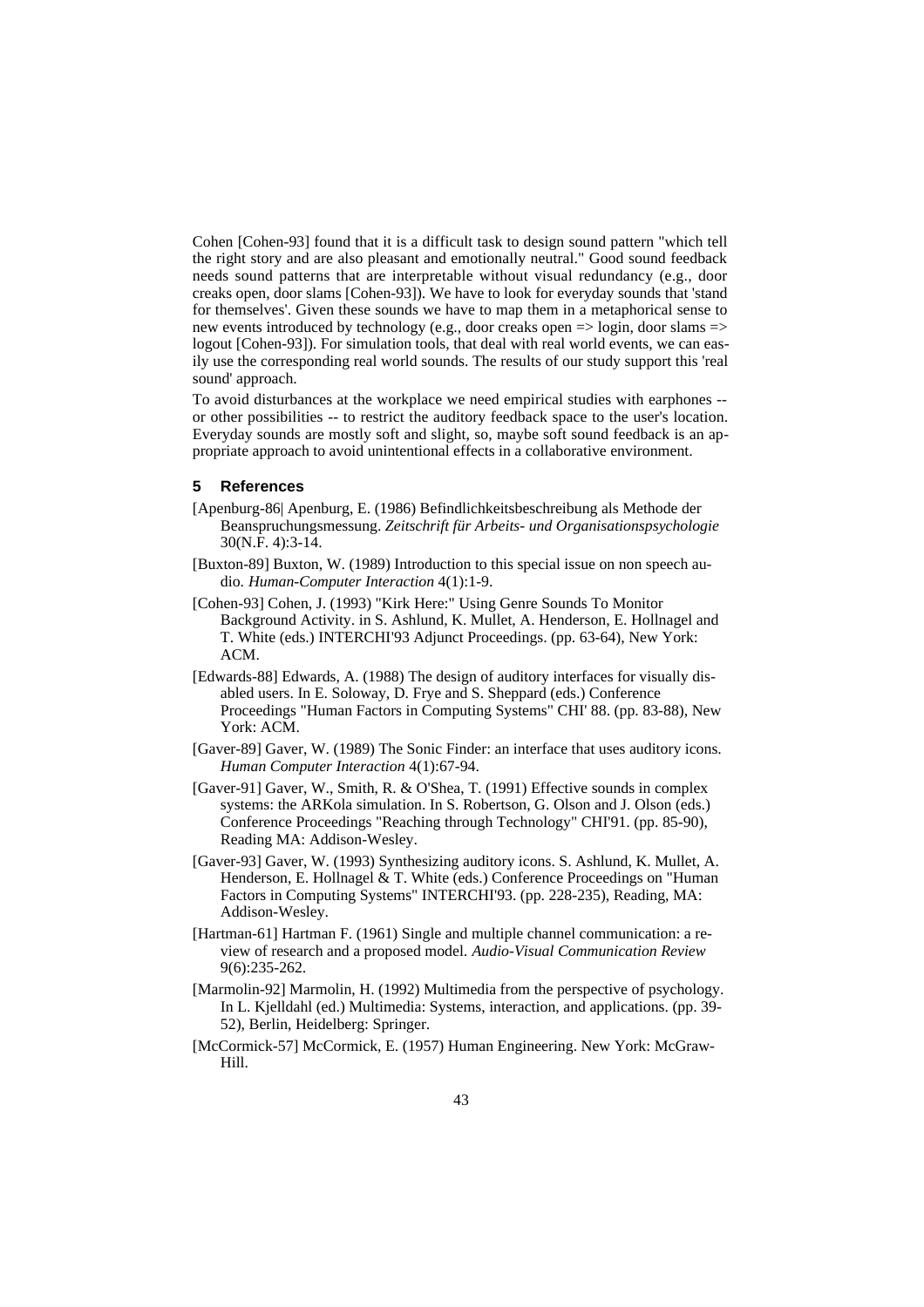Cohen [Cohen-93] found that it is a difficult task to design sound pattern "which tell the right story and are also pleasant and emotionally neutral." Good sound feedback needs sound patterns that are interpretable without visual redundancy (e.g., door creaks open, door slams [Cohen-93]). We have to look for everyday sounds that 'stand for themselves'. Given these sounds we have to map them in a metaphorical sense to new events introduced by technology (e.g., door creaks open => login, door slams => logout [Cohen-93]). For simulation tools, that deal with real world events, we can easily use the corresponding real world sounds. The results of our study support this 'real sound' approach.

To avoid disturbances at the workplace we need empirical studies with earphones -- or other possibilities -- to restrict the auditory feedback space to the user's location. Everyday sounds are mostly soft and slight, so, maybe soft sound feedback is an appropriate approach to avoid unintentional effects in a collaborative environment.

## 5 References

[Apenburg-86| Apenburg, E. (1986) Befindlichkeitsbeschreibung als Methode der Beanspruchungsmessung. *Zeitschrift für Arbeits- und Organisationspsychologie* 30(N.F. 4):3-14.

[Buxton-89] Buxton, W. (1989) Introduction to this special issue on non speech audio. *Human-Computer Interaction* 4(1):1-9.

[Cohen-93] Cohen, J. (1993) "Kirk Here:" Using Genre Sounds To Monitor Background Activity. in S. Ashlund, K. Mullet, A. Henderson, E. Hollnagel and T. White (eds.) INTERCHI'93 Adjunct Proceedings. (pp. 63-64), New York: ACM.

[Edwards-88] Edwards, A. (1988) The design of auditory interfaces for visually disabled users. In E. Soloway, D. Frye and S. Sheppard (eds.) Conference Proceedings "Human Factors in Computing Systems" CHI' 88. (pp. 83-88), New York: ACM.

[Gaver-89] Gaver, W. (1989) The Sonic Finder: an interface that uses auditory icons. *Human Computer Interaction* 4(1):67-94.

[Gaver-91] Gaver, W., Smith, R. & O'Shea, T. (1991) Effective sounds in complex systems: the ARKola simulation. In S. Robertson, G. Olson and J. Olson (eds.) Conference Proceedings "Reaching through Technology" CHI'91. (pp. 85-90), Reading MA: Addison-Wesley.

[Gaver-93] Gaver, W. (1993) Synthesizing auditory icons. S. Ashlund, K. Mullet, A. Henderson, E. Hollnagel & T. White (eds.) Conference Proceedings on "Human Factors in Computing Systems" INTERCHI'93. (pp. 228-235), Reading, MA: Addison-Wesley.

[Hartman-61] Hartman F. (1961) Single and multiple channel communication: a review of research and a proposed model. *Audio-Visual Communication Review* 9(6):235-262.

[Marmolin-92] Marmolin, H. (1992) Multimedia from the perspective of psychology. In L. Kjelldahl (ed.) Multimedia: Systems, interaction, and applications. (pp. 39-52), Berlin, Heidelberg: Springer.

[McCormick-57] McCormick, E. (1957) Human Engineering. New York: McGraw-Hill.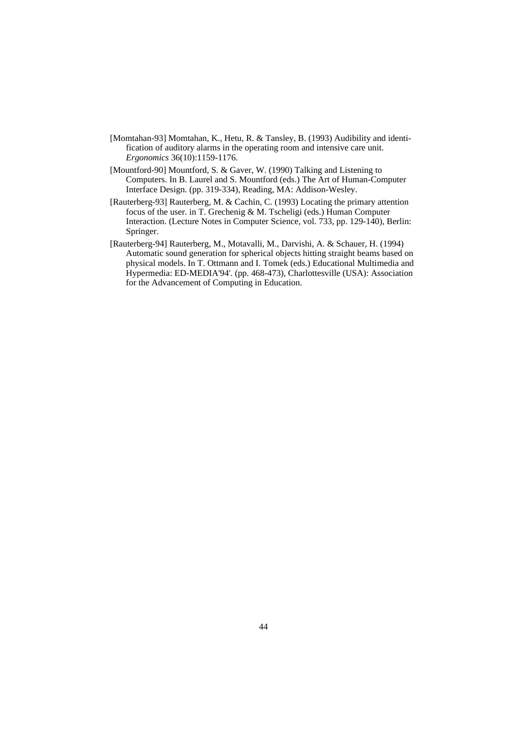[Momtahan-93] Momtahan, K., Hetu, R. & Tansley, B. (1993) Audibility and identification of auditory alarms in the operating room and intensive care unit. *Ergonomics* 36(10):1159-1176.

[Mountford-90] Mountford, S. & Gaver, W. (1990) Talking and Listening to Computers. In B. Laurel and S. Mountford (eds.) The Art of Human-Computer Interface Design. (pp. 319-334), Reading, MA: Addison-Wesley.

[Rauterberg-93] Rauterberg, M. & Cachin, C. (1993) Locating the primary attention focus of the user. in T. Grechenig & M. Tscheligi (eds.) Human Computer Interaction. (Lecture Notes in Computer Science, vol. 733, pp. 129-140), Berlin: Springer.

[Rauterberg-94] Rauterberg, M., Motavalli, M., Darvishi, A. & Schauer, H. (1994) Automatic sound generation for spherical objects hitting straight beams based on physical models. In T. Ottmann and I. Tomek (eds.) Educational Multimedia and Hypermedia: ED-MEDIA'94'. (pp. 468-473), Charlottesville (USA): Association for the Advancement of Computing in Education.